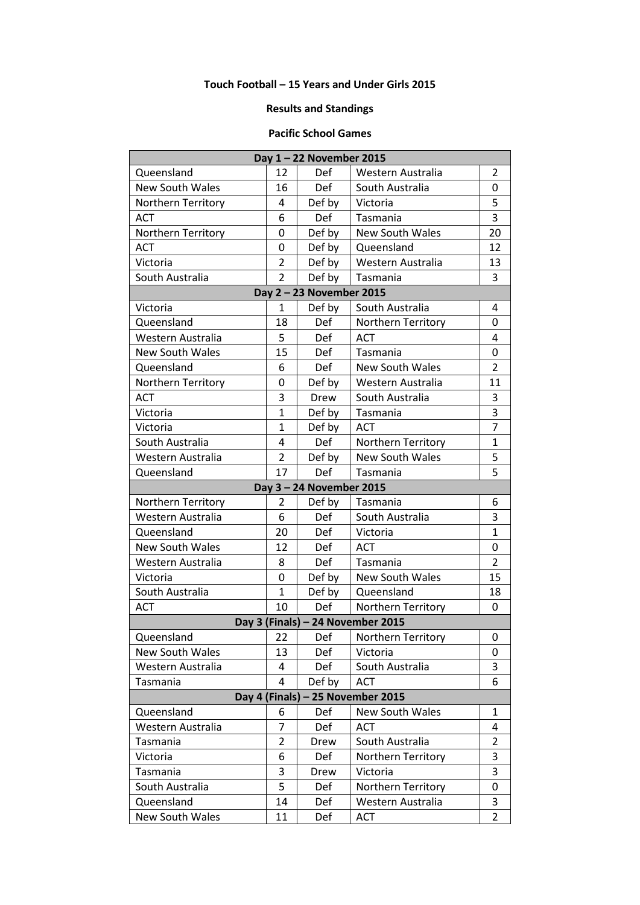**Touch Football – 15 Years and Under Girls 2015**

**Results and Standings**

**Pacific School Games**

| Day 1 – 22 November 2015 | | | | |
|---|---|---|---|---|
| Queensland | 12 | Def | Western Australia | 2 |
| New South Wales | 16 | Def | South Australia | 0 |
| Northern Territory | 4 | Def by | Victoria | 5 |
| ACT | 6 | Def | Tasmania | 3 |
| Northern Territory | 0 | Def by | New South Wales | 20 |
| ACT | 0 | Def by | Queensland | 12 |
| Victoria | 2 | Def by | Western Australia | 13 |
| South Australia | 2 | Def by | Tasmania | 3 |
| **Day 2 – 23 November 2015** | | | | |
| Victoria | 1 | Def by | South Australia | 4 |
| Queensland | 18 | Def | Northern Territory | 0 |
| Western Australia | 5 | Def | ACT | 4 |
| New South Wales | 15 | Def | Tasmania | 0 |
| Queensland | 6 | Def | New South Wales | 2 |
| Northern Territory | 0 | Def by | Western Australia | 11 |
| ACT | 3 | Drew | South Australia | 3 |
| Victoria | 1 | Def by | Tasmania | 3 |
| Victoria | 1 | Def by | ACT | 7 |
| South Australia | 4 | Def | Northern Territory | 1 |
| Western Australia | 2 | Def by | New South Wales | 5 |
| Queensland | 17 | Def | Tasmania | 5 |
| **Day 3 – 24 November 2015** | | | | |
| Northern Territory | 2 | Def by | Tasmania | 6 |
| Western Australia | 6 | Def | South Australia | 3 |
| Queensland | 20 | Def | Victoria | 1 |
| New South Wales | 12 | Def | ACT | 0 |
| Western Australia | 8 | Def | Tasmania | 2 |
| Victoria | 0 | Def by | New South Wales | 15 |
| South Australia | 1 | Def by | Queensland | 18 |
| ACT | 10 | Def | Northern Territory | 0 |
| **Day 3 (Finals) – 24 November 2015** | | | | |
| Queensland | 22 | Def | Northern Territory | 0 |
| New South Wales | 13 | Def | Victoria | 0 |
| Western Australia | 4 | Def | South Australia | 3 |
| Tasmania | 4 | Def by | ACT | 6 |
| **Day 4 (Finals) – 25 November 2015** | | | | |
| Queensland | 6 | Def | New South Wales | 1 |
| Western Australia | 7 | Def | ACT | 4 |
| Tasmania | 2 | Drew | South Australia | 2 |
| Victoria | 6 | Def | Northern Territory | 3 |
| Tasmania | 3 | Drew | Victoria | 3 |
| South Australia | 5 | Def | Northern Territory | 0 |
| Queensland | 14 | Def | Western Australia | 3 |
| New South Wales | 11 | Def | ACT | 2 |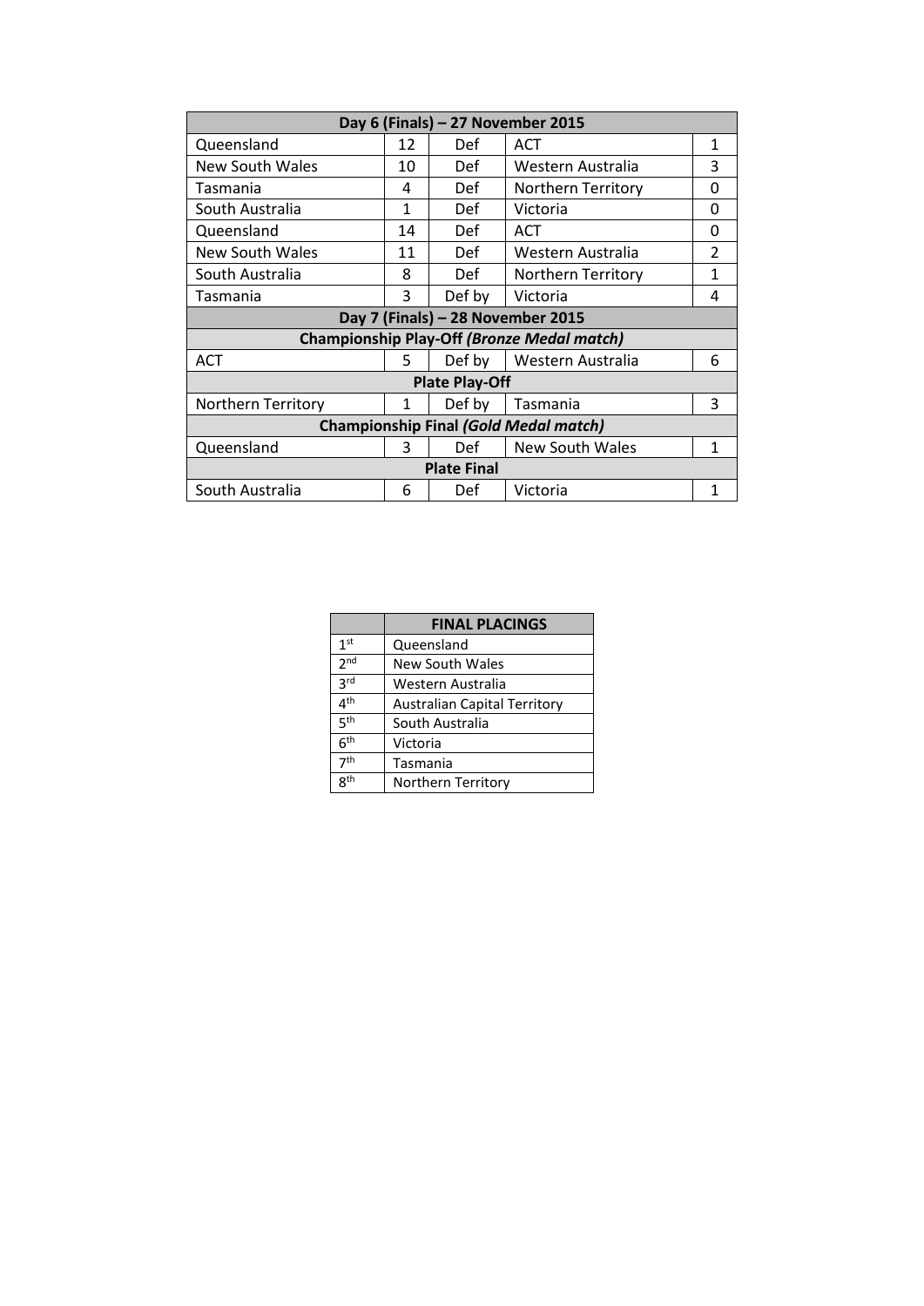| | | | | |
|---|---|---|---|---|
| **Day 6 (Finals) – 27 November 2015** | | | | |
| Queensland | 12 | Def | ACT | 1 |
| New South Wales | 10 | Def | Western Australia | 3 |
| Tasmania | 4 | Def | Northern Territory | 0 |
| South Australia | 1 | Def | Victoria | 0 |
| Queensland | 14 | Def | ACT | 0 |
| New South Wales | 11 | Def | Western Australia | 2 |
| South Australia | 8 | Def | Northern Territory | 1 |
| Tasmania | 3 | Def by | Victoria | 4 |
| **Day 7 (Finals) – 28 November 2015** | | | | |
| **Championship Play-Off *(Bronze Medal match)*** | | | | |
| ACT | 5 | Def by | Western Australia | 6 |
| **Plate Play-Off** | | | | |
| Northern Territory | 1 | Def by | Tasmania | 3 |
| **Championship Final *(Gold Medal match)*** | | | | |
| Queensland | 3 | Def | New South Wales | 1 |
| **Plate Final** | | | | |
| South Australia | 6 | Def | Victoria | 1 |

| | **FINAL PLACINGS** |
|---|---|
| 1st | Queensland |
| 2nd | New South Wales |
| 3rd | Western Australia |
| 4th | Australian Capital Territory |
| 5th | South Australia |
| 6th | Victoria |
| 7th | Tasmania |
| 8th | Northern Territory |